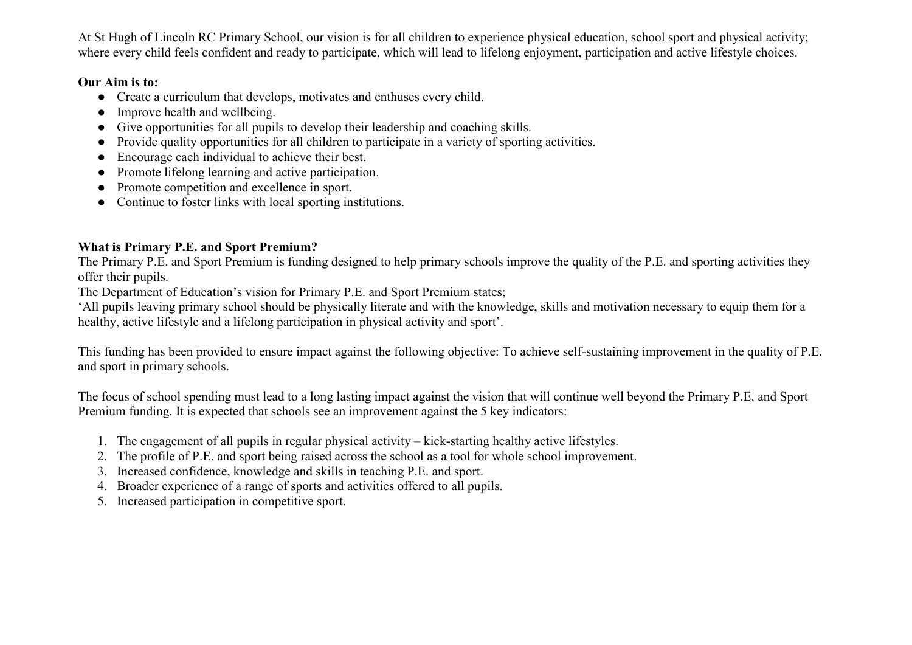At St Hugh of Lincoln RC Primary School, our vision is for all children to experience physical education, school sport and physical activity; where every child feels confident and ready to participate, which will lead to lifelong enjoyment, participation and active lifestyle choices.

**Our Aim is to:**

- Create a curriculum that develops, motivates and enthuses every child.
- Improve health and wellbeing.
- Give opportunities for all pupils to develop their leadership and coaching skills.
- Provide quality opportunities for all children to participate in a variety of sporting activities.
- Encourage each individual to achieve their best.
- Promote lifelong learning and active participation.
- Promote competition and excellence in sport.
- Continue to foster links with local sporting institutions.

**What is Primary P.E. and Sport Premium?**

The Primary P.E. and Sport Premium is funding designed to help primary schools improve the quality of the P.E. and sporting activities they offer their pupils.

The Department of Education's vision for Primary P.E. and Sport Premium states;

'All pupils leaving primary school should be physically literate and with the knowledge, skills and motivation necessary to equip them for a healthy, active lifestyle and a lifelong participation in physical activity and sport'.

This funding has been provided to ensure impact against the following objective: To achieve self-sustaining improvement in the quality of P.E. and sport in primary schools.

The focus of school spending must lead to a long lasting impact against the vision that will continue well beyond the Primary P.E. and Sport Premium funding. It is expected that schools see an improvement against the 5 key indicators:

1. The engagement of all pupils in regular physical activity – kick-starting healthy active lifestyles.
2. The profile of P.E. and sport being raised across the school as a tool for whole school improvement.
3. Increased confidence, knowledge and skills in teaching P.E. and sport.
4. Broader experience of a range of sports and activities offered to all pupils.
5. Increased participation in competitive sport.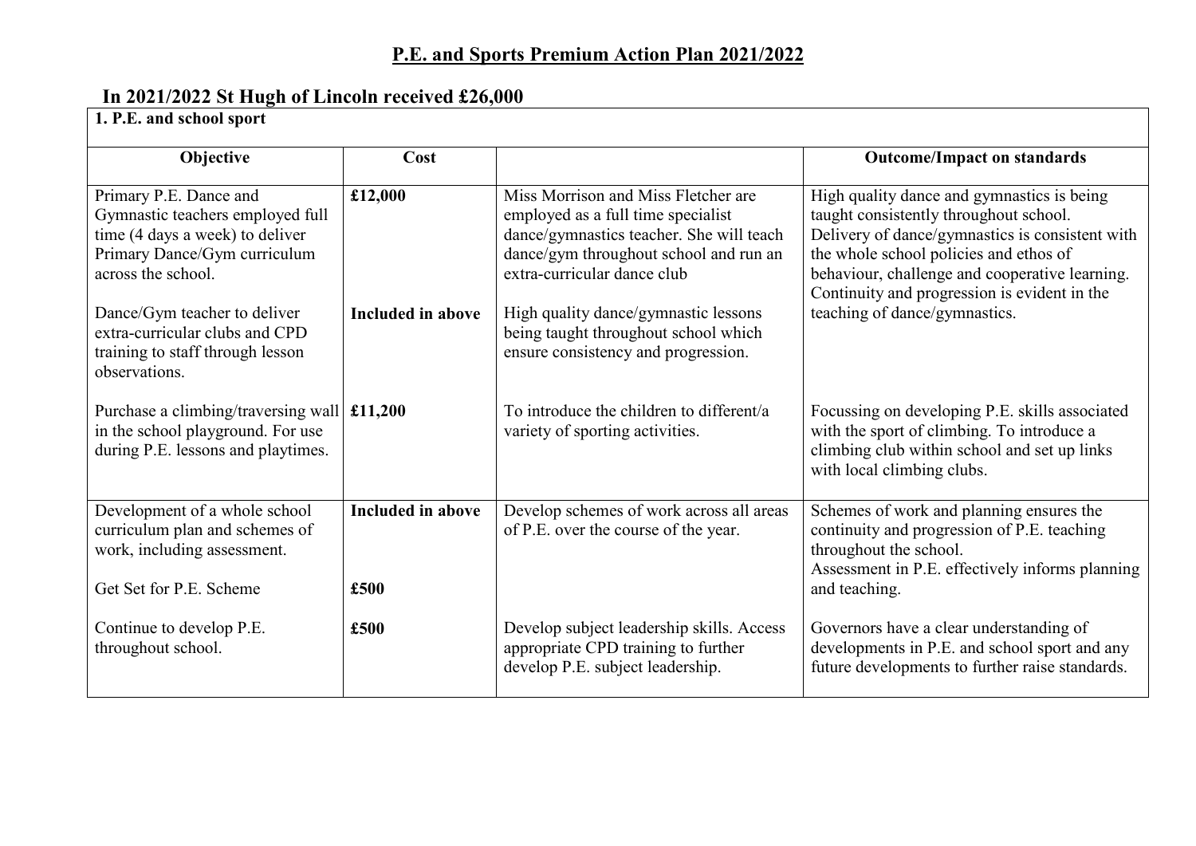# P.E. and Sports Premium Action Plan 2021/2022

## In 2021/2022 St Hugh of Lincoln received £26,000

| 1. P.E. and school sport | | | |
|---|---|---|---|
| **Objective** | **Cost** | | **Outcome/Impact on standards** |
| Primary P.E. Dance and Gymnastic teachers employed full time (4 days a week) to deliver Primary Dance/Gym curriculum across the school.<br><br>Dance/Gym teacher to deliver extra-curricular clubs and CPD training to staff through lesson observations. | **£12,000**<br><br>**Included in above** | Miss Morrison and Miss Fletcher are employed as a full time specialist dance/gymnastics teacher. She will teach dance/gym throughout school and run an extra-curricular dance club<br><br>High quality dance/gymnastic lessons being taught throughout school which ensure consistency and progression. | High quality dance and gymnastics is being taught consistently throughout school. Delivery of dance/gymnastics is consistent with the whole school policies and ethos of behaviour, challenge and cooperative learning. Continuity and progression is evident in the teaching of dance/gymnastics. |
| Purchase a climbing/traversing wall in the school playground. For use during P.E. lessons and playtimes. | **£11,200** | To introduce the children to different/a variety of sporting activities. | Focussing on developing P.E. skills associated with the sport of climbing. To introduce a climbing club within school and set up links with local climbing clubs. |
| Development of a whole school curriculum plan and schemes of work, including assessment.<br><br>Get Set for P.E. Scheme<br><br>Continue to develop P.E. throughout school. | **Included in above**<br><br>**£500**<br><br>**£500** | Develop schemes of work across all areas of P.E. over the course of the year.<br><br>Develop subject leadership skills. Access appropriate CPD training to further develop P.E. subject leadership. | Schemes of work and planning ensures the continuity and progression of P.E. teaching throughout the school.<br>Assessment in P.E. effectively informs planning and teaching.<br><br>Governors have a clear understanding of developments in P.E. and school sport and any future developments to further raise standards. |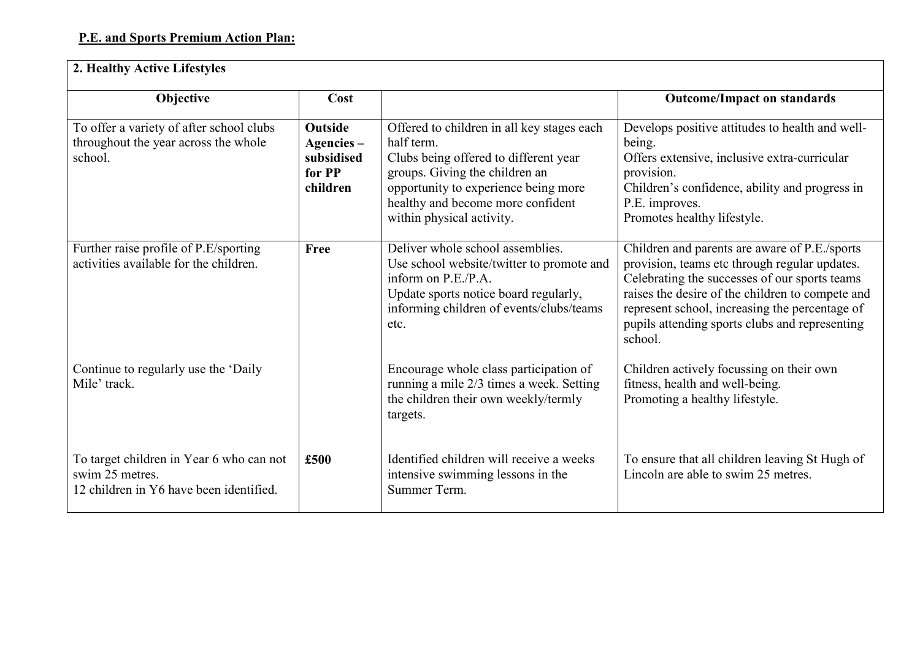**P.E. and Sports Premium Action Plan:**

| **2. Healthy Active Lifestyles** | | | |
|---|---|---|---|
| **Objective** | **Cost** | | **Outcome/Impact on standards** |
| To offer a variety of after school clubs throughout the year across the whole school. | **Outside Agencies – subsidised for PP children** | Offered to children in all key stages each half term.<br>Clubs being offered to different year groups. Giving the children an opportunity to experience being more healthy and become more confident within physical activity. | Develops positive attitudes to health and well-being.<br>Offers extensive, inclusive extra-curricular provision.<br>Children's confidence, ability and progress in P.E. improves.<br>Promotes healthy lifestyle. |
| Further raise profile of P.E/sporting activities available for the children.<br><br>Continue to regularly use the 'Daily Mile' track. | **Free** | Deliver whole school assemblies.<br>Use school website/twitter to promote and inform on P.E./P.A.<br>Update sports notice board regularly, informing children of events/clubs/teams etc.<br><br>Encourage whole class participation of running a mile 2/3 times a week. Setting the children their own weekly/termly targets. | Children and parents are aware of P.E./sports provision, teams etc through regular updates. Celebrating the successes of our sports teams raises the desire of the children to compete and represent school, increasing the percentage of pupils attending sports clubs and representing school.<br><br>Children actively focussing on their own fitness, health and well-being.<br>Promoting a healthy lifestyle. |
| To target children in Year 6 who can not swim 25 metres.<br>12 children in Y6 have been identified. | **£500** | Identified children will receive a weeks intensive swimming lessons in the Summer Term. | To ensure that all children leaving St Hugh of Lincoln are able to swim 25 metres. |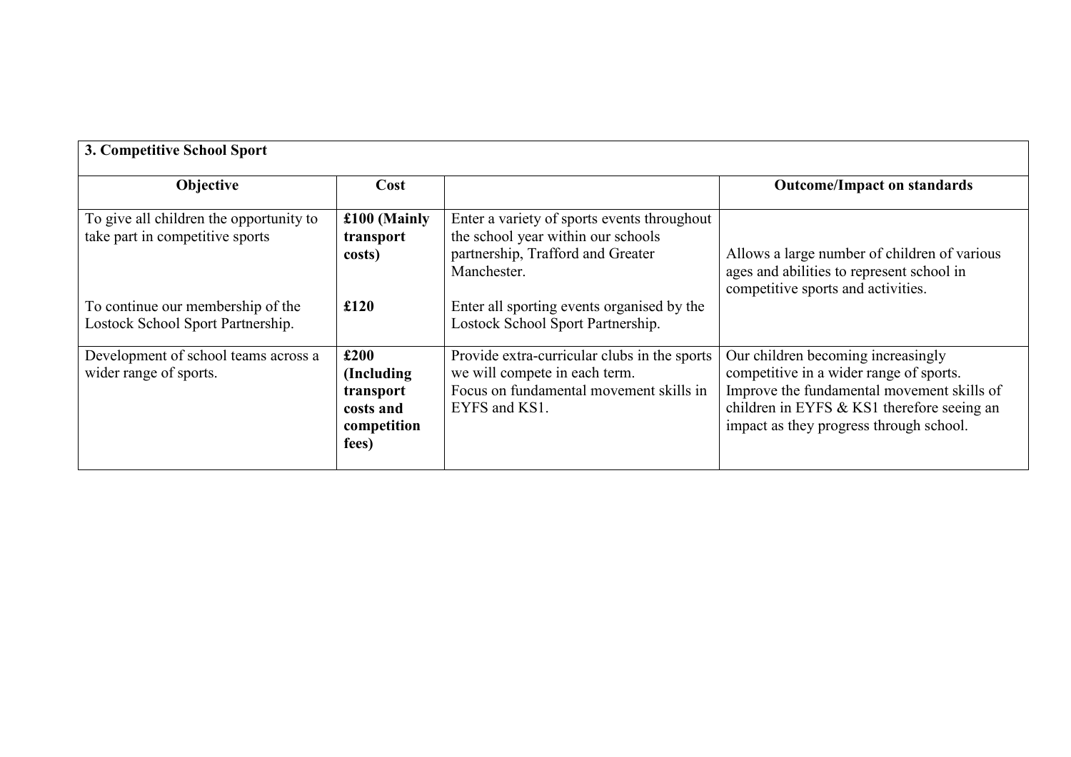| 3. Competitive School Sport | | | |
|---|---|---|---|
| **Objective** | **Cost** | | **Outcome/Impact on standards** |
| To give all children the opportunity to take part in competitive sports<br><br>To continue our membership of the Lostock School Sport Partnership. | **£100 (Mainly transport costs)**<br><br>**£120** | Enter a variety of sports events throughout the school year within our schools partnership, Trafford and Greater Manchester.<br><br>Enter all sporting events organised by the Lostock School Sport Partnership. | Allows a large number of children of various ages and abilities to represent school in competitive sports and activities. |
| Development of school teams across a wider range of sports. | **£200 (Including transport costs and competition fees)** | Provide extra-curricular clubs in the sports we will compete in each term.<br>Focus on fundamental movement skills in EYFS and KS1. | Our children becoming increasingly competitive in a wider range of sports.<br>Improve the fundamental movement skills of children in EYFS & KS1 therefore seeing an impact as they progress through school. |